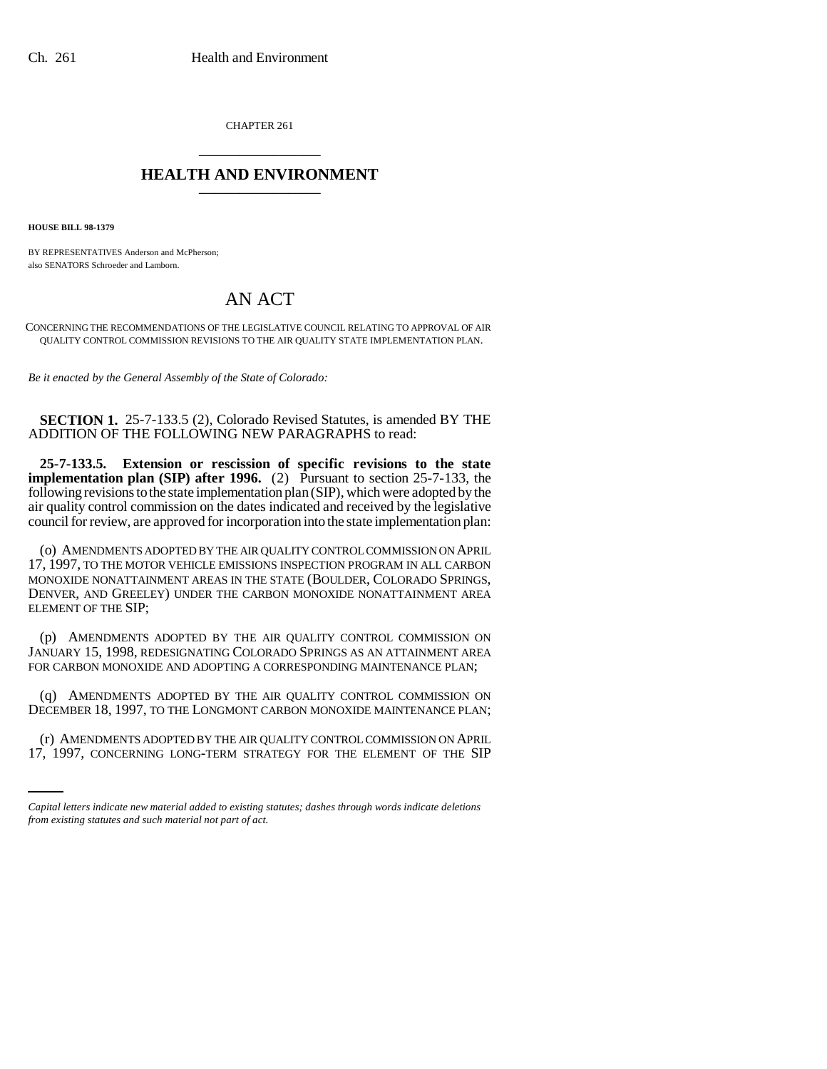CHAPTER 261

# HEALTH AND ENVIRONMENT

**HOUSE BILL 98-1379**

BY REPRESENTATIVES Anderson and McPherson;
also SENATORS Schroeder and Lamborn.

## AN ACT

CONCERNING THE RECOMMENDATIONS OF THE LEGISLATIVE COUNCIL RELATING TO APPROVAL OF AIR QUALITY CONTROL COMMISSION REVISIONS TO THE AIR QUALITY STATE IMPLEMENTATION PLAN.

*Be it enacted by the General Assembly of the State of Colorado:*

**SECTION 1.** 25-7-133.5 (2), Colorado Revised Statutes, is amended BY THE ADDITION OF THE FOLLOWING NEW PARAGRAPHS to read:

**25-7-133.5. Extension or rescission of specific revisions to the state implementation plan (SIP) after 1996.** (2) Pursuant to section 25-7-133, the following revisions to the state implementation plan (SIP), which were adopted by the air quality control commission on the dates indicated and received by the legislative council for review, are approved for incorporation into the state implementation plan:

(o) AMENDMENTS ADOPTED BY THE AIR QUALITY CONTROL COMMISSION ON APRIL 17, 1997, TO THE MOTOR VEHICLE EMISSIONS INSPECTION PROGRAM IN ALL CARBON MONOXIDE NONATTAINMENT AREAS IN THE STATE (BOULDER, COLORADO SPRINGS, DENVER, AND GREELEY) UNDER THE CARBON MONOXIDE NONATTAINMENT AREA ELEMENT OF THE SIP;

(p) AMENDMENTS ADOPTED BY THE AIR QUALITY CONTROL COMMISSION ON JANUARY 15, 1998, REDESIGNATING COLORADO SPRINGS AS AN ATTAINMENT AREA FOR CARBON MONOXIDE AND ADOPTING A CORRESPONDING MAINTENANCE PLAN;

(q) AMENDMENTS ADOPTED BY THE AIR QUALITY CONTROL COMMISSION ON DECEMBER 18, 1997, TO THE LONGMONT CARBON MONOXIDE MAINTENANCE PLAN;

(r) AMENDMENTS ADOPTED BY THE AIR QUALITY CONTROL COMMISSION ON APRIL 17, 1997, CONCERNING LONG-TERM STRATEGY FOR THE ELEMENT OF THE SIP

*Capital letters indicate new material added to existing statutes; dashes through words indicate deletions from existing statutes and such material not part of act.*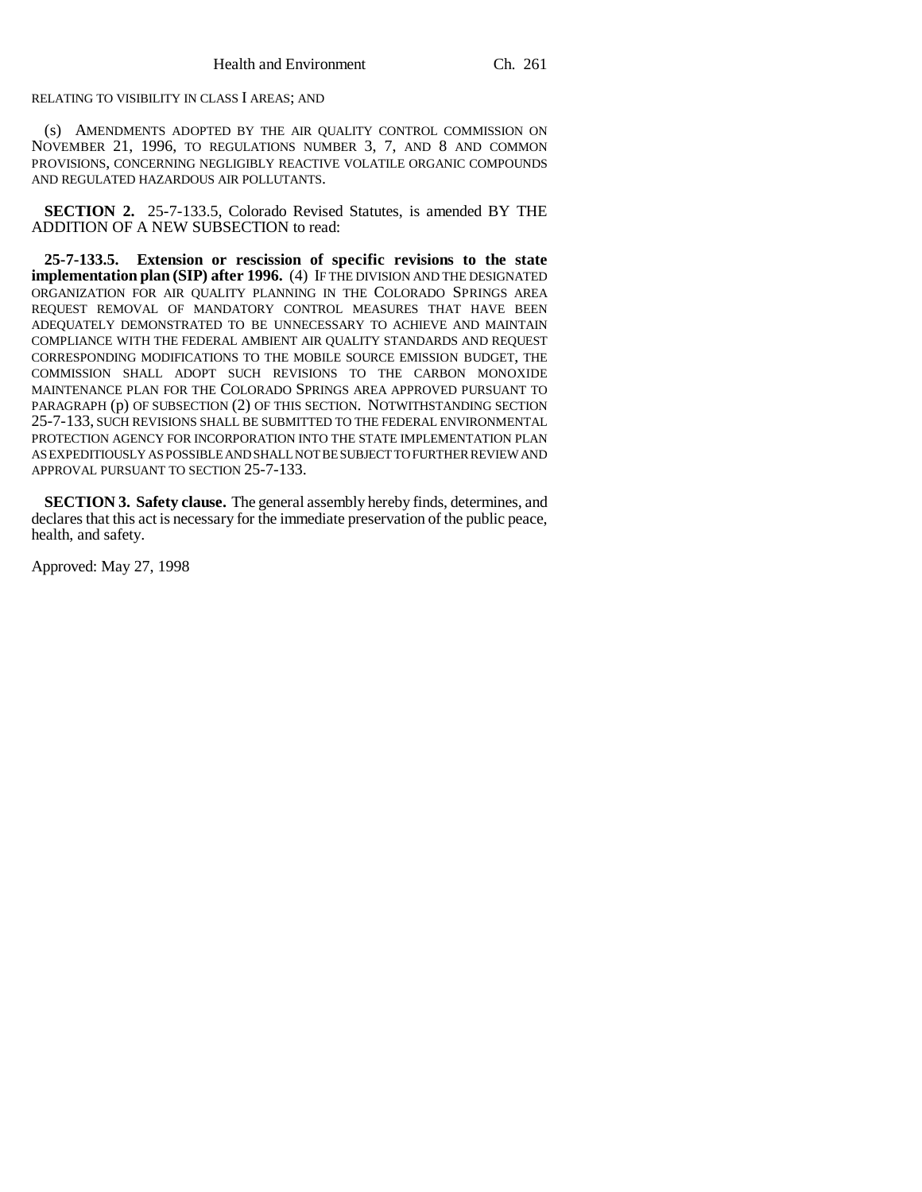RELATING TO VISIBILITY IN CLASS I AREAS; AND

(s) AMENDMENTS ADOPTED BY THE AIR QUALITY CONTROL COMMISSION ON NOVEMBER 21, 1996, TO REGULATIONS NUMBER 3, 7, AND 8 AND COMMON PROVISIONS, CONCERNING NEGLIGIBLY REACTIVE VOLATILE ORGANIC COMPOUNDS AND REGULATED HAZARDOUS AIR POLLUTANTS.

**SECTION 2.** 25-7-133.5, Colorado Revised Statutes, is amended BY THE ADDITION OF A NEW SUBSECTION to read:

**25-7-133.5. Extension or rescission of specific revisions to the state implementation plan (SIP) after 1996.** (4) IF THE DIVISION AND THE DESIGNATED ORGANIZATION FOR AIR QUALITY PLANNING IN THE COLORADO SPRINGS AREA REQUEST REMOVAL OF MANDATORY CONTROL MEASURES THAT HAVE BEEN ADEQUATELY DEMONSTRATED TO BE UNNECESSARY TO ACHIEVE AND MAINTAIN COMPLIANCE WITH THE FEDERAL AMBIENT AIR QUALITY STANDARDS AND REQUEST CORRESPONDING MODIFICATIONS TO THE MOBILE SOURCE EMISSION BUDGET, THE COMMISSION SHALL ADOPT SUCH REVISIONS TO THE CARBON MONOXIDE MAINTENANCE PLAN FOR THE COLORADO SPRINGS AREA APPROVED PURSUANT TO PARAGRAPH (p) OF SUBSECTION (2) OF THIS SECTION. NOTWITHSTANDING SECTION 25-7-133, SUCH REVISIONS SHALL BE SUBMITTED TO THE FEDERAL ENVIRONMENTAL PROTECTION AGENCY FOR INCORPORATION INTO THE STATE IMPLEMENTATION PLAN AS EXPEDITIOUSLY AS POSSIBLE AND SHALL NOT BE SUBJECT TO FURTHER REVIEW AND APPROVAL PURSUANT TO SECTION 25-7-133.

**SECTION 3. Safety clause.** The general assembly hereby finds, determines, and declares that this act is necessary for the immediate preservation of the public peace, health, and safety.

Approved: May 27, 1998